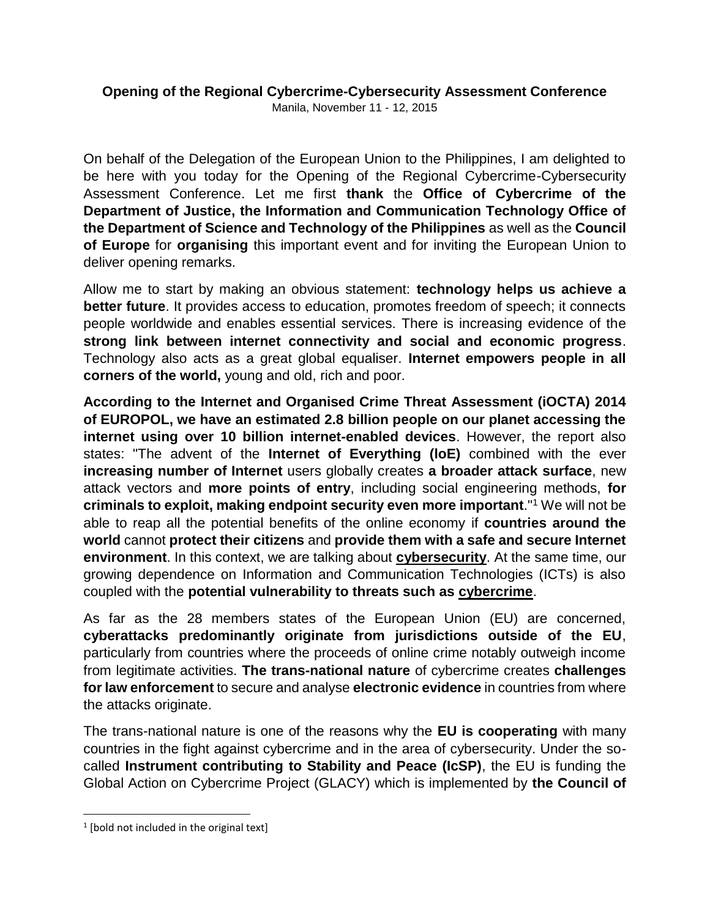**Opening of the Regional Cybercrime-Cybersecurity Assessment Conference**

Manila, November 11 - 12, 2015

On behalf of the Delegation of the European Union to the Philippines, I am delighted to be here with you today for the Opening of the Regional Cybercrime-Cybersecurity Assessment Conference. Let me first **thank** the **Office of Cybercrime of the Department of Justice, the Information and Communication Technology Office of the Department of Science and Technology of the Philippines** as well as the **Council of Europe** for **organising** this important event and for inviting the European Union to deliver opening remarks.

Allow me to start by making an obvious statement: **technology helps us achieve a better future**. It provides access to education, promotes freedom of speech; it connects people worldwide and enables essential services. There is increasing evidence of the **strong link between internet connectivity and social and economic progress**. Technology also acts as a great global equaliser. **Internet empowers people in all corners of the world,** young and old, rich and poor.

**According to the Internet and Organised Crime Threat Assessment (iOCTA) 2014 of EUROPOL, we have an estimated 2.8 billion people on our planet accessing the internet using over 10 billion internet-enabled devices**. However, the report also states: "The advent of the **Internet of Everything (IoE)** combined with the ever **increasing number of Internet** users globally creates **a broader attack surface**, new attack vectors and **more points of entry**, including social engineering methods, **for criminals to exploit, making endpoint security even more important**."[1] We will not be able to reap all the potential benefits of the online economy if **countries around the world** cannot **protect their citizens** and **provide them with a safe and secure Internet environment**. In this context, we are talking about <u>**cybersecurity**</u>. At the same time, our growing dependence on Information and Communication Technologies (ICTs) is also coupled with the **potential vulnerability to threats such as <u>cybercrime</u>**.

As far as the 28 members states of the European Union (EU) are concerned, **cyberattacks predominantly originate from jurisdictions outside of the EU**, particularly from countries where the proceeds of online crime notably outweigh income from legitimate activities. **The trans-national nature** of cybercrime creates **challenges for law enforcement** to secure and analyse **electronic evidence** in countries from where the attacks originate.

The trans-national nature is one of the reasons why the **EU is cooperating** with many countries in the fight against cybercrime and in the area of cybersecurity. Under the so-called **Instrument contributing to Stability and Peace (IcSP)**, the EU is funding the Global Action on Cybercrime Project (GLACY) which is implemented by **the Council of**

---

[1] [bold not included in the original text]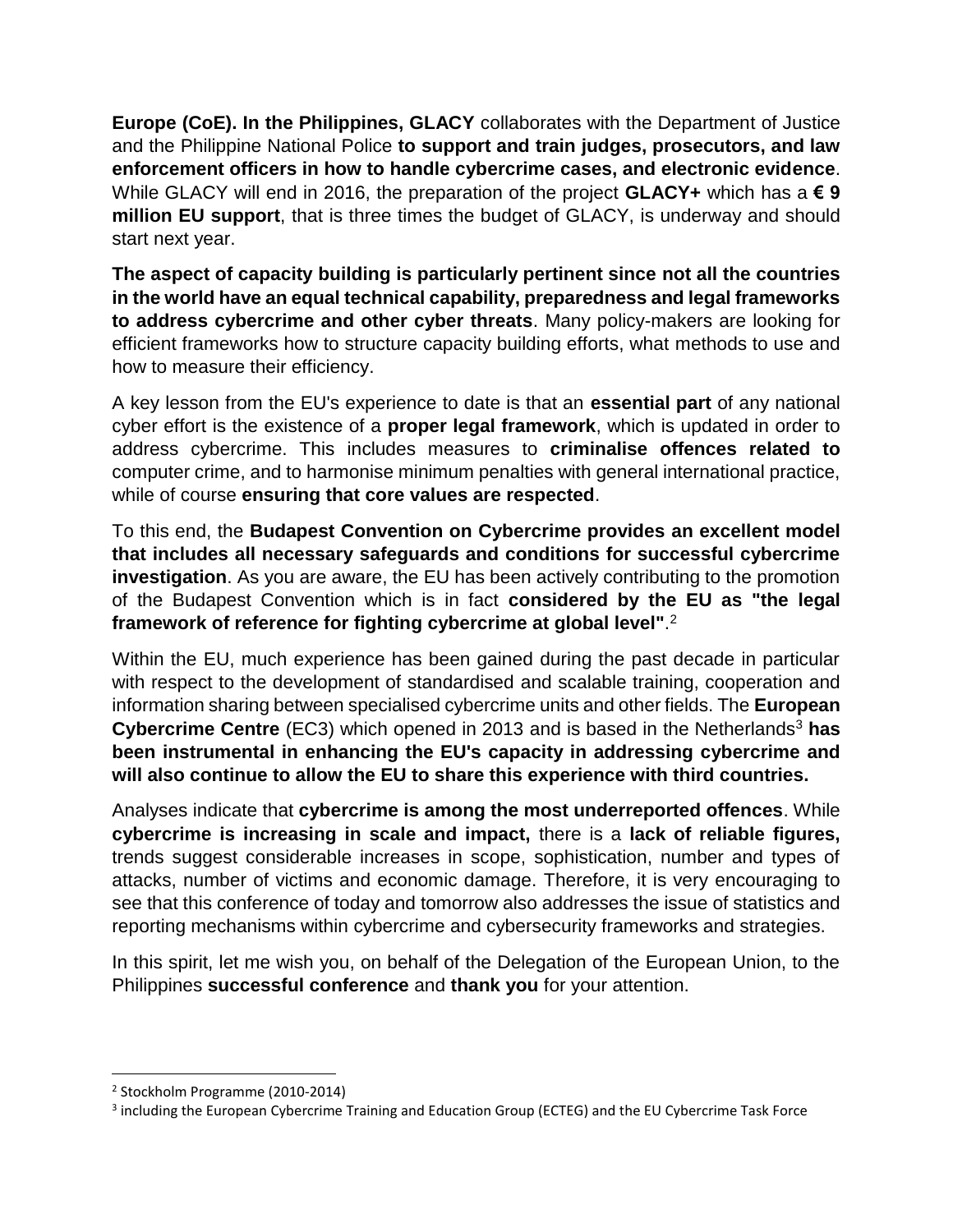**Europe (CoE). In the Philippines, GLACY** collaborates with the Department of Justice and the Philippine National Police **to support and train judges, prosecutors, and law enforcement officers in how to handle cybercrime cases, and electronic evidence**. While GLACY will end in 2016, the preparation of the project **GLACY+** which has a **€ 9 million EU support**, that is three times the budget of GLACY, is underway and should start next year.

**The aspect of capacity building is particularly pertinent since not all the countries in the world have an equal technical capability, preparedness and legal frameworks to address cybercrime and other cyber threats**. Many policy-makers are looking for efficient frameworks how to structure capacity building efforts, what methods to use and how to measure their efficiency.

A key lesson from the EU's experience to date is that an **essential part** of any national cyber effort is the existence of a **proper legal framework**, which is updated in order to address cybercrime. This includes measures to **criminalise offences related to** computer crime, and to harmonise minimum penalties with general international practice, while of course **ensuring that core values are respected**.

To this end, the **Budapest Convention on Cybercrime provides an excellent model that includes all necessary safeguards and conditions for successful cybercrime investigation**. As you are aware, the EU has been actively contributing to the promotion of the Budapest Convention which is in fact **considered by the EU as "the legal framework of reference for fighting cybercrime at global level"**.[2]

Within the EU, much experience has been gained during the past decade in particular with respect to the development of standardised and scalable training, cooperation and information sharing between specialised cybercrime units and other fields. The **European Cybercrime Centre** (EC3) which opened in 2013 and is based in the Netherlands[3] **has been instrumental in enhancing the EU's capacity in addressing cybercrime and will also continue to allow the EU to share this experience with third countries.**

Analyses indicate that **cybercrime is among the most underreported offences**. While **cybercrime is increasing in scale and impact,** there is a **lack of reliable figures,** trends suggest considerable increases in scope, sophistication, number and types of attacks, number of victims and economic damage. Therefore, it is very encouraging to see that this conference of today and tomorrow also addresses the issue of statistics and reporting mechanisms within cybercrime and cybersecurity frameworks and strategies.

In this spirit, let me wish you, on behalf of the Delegation of the European Union, to the Philippines **successful conference** and **thank you** for your attention.

---

[2] Stockholm Programme (2010-2014)

[3] including the European Cybercrime Training and Education Group (ECTEG) and the EU Cybercrime Task Force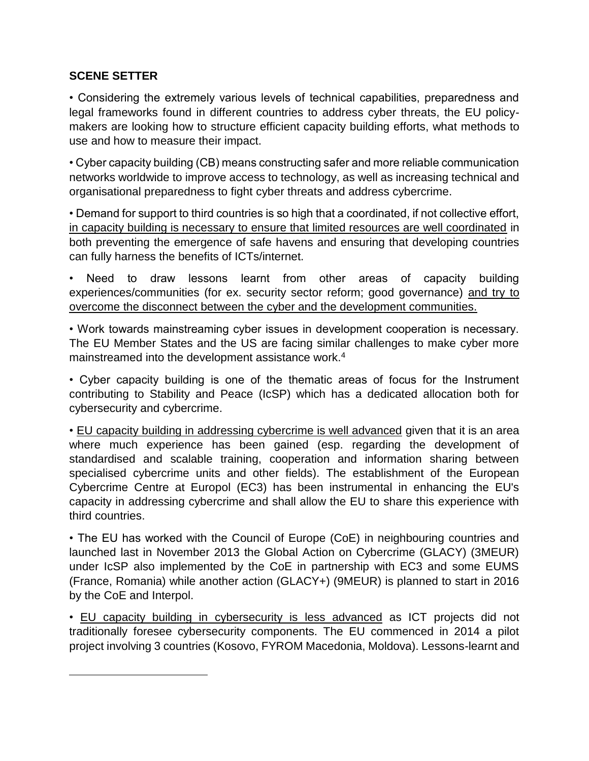**SCENE SETTER**

• Considering the extremely various levels of technical capabilities, preparedness and legal frameworks found in different countries to address cyber threats, the EU policy-makers are looking how to structure efficient capacity building efforts, what methods to use and how to measure their impact.

• Cyber capacity building (CB) means constructing safer and more reliable communication networks worldwide to improve access to technology, as well as increasing technical and organisational preparedness to fight cyber threats and address cybercrime.

• Demand for support to third countries is so high that a coordinated, if not collective effort, <u>in capacity building is necessary to ensure that limited resources are well coordinated</u> in both preventing the emergence of safe havens and ensuring that developing countries can fully harness the benefits of ICTs/internet.

• Need to draw lessons learnt from other areas of capacity building experiences/communities (for ex. security sector reform; good governance) <u>and try to overcome the disconnect between the cyber and the development communities.</u>

• Work towards mainstreaming cyber issues in development cooperation is necessary. The EU Member States and the US are facing similar challenges to make cyber more mainstreamed into the development assistance work.[4]

• Cyber capacity building is one of the thematic areas of focus for the Instrument contributing to Stability and Peace (IcSP) which has a dedicated allocation both for cybersecurity and cybercrime.

• <u>EU capacity building in addressing cybercrime is well advanced</u> given that it is an area where much experience has been gained (esp. regarding the development of standardised and scalable training, cooperation and information sharing between specialised cybercrime units and other fields). The establishment of the European Cybercrime Centre at Europol (EC3) has been instrumental in enhancing the EU's capacity in addressing cybercrime and shall allow the EU to share this experience with third countries.

• The EU has worked with the Council of Europe (CoE) in neighbouring countries and launched last in November 2013 the Global Action on Cybercrime (GLACY) (3MEUR) under IcSP also implemented by the CoE in partnership with EC3 and some EUMS (France, Romania) while another action (GLACY+) (9MEUR) is planned to start in 2016 by the CoE and Interpol.

• <u>EU capacity building in cybersecurity is less advanced</u> as ICT projects did not traditionally foresee cybersecurity components. The EU commenced in 2014 a pilot project involving 3 countries (Kosovo, FYROM Macedonia, Moldova). Lessons-learnt and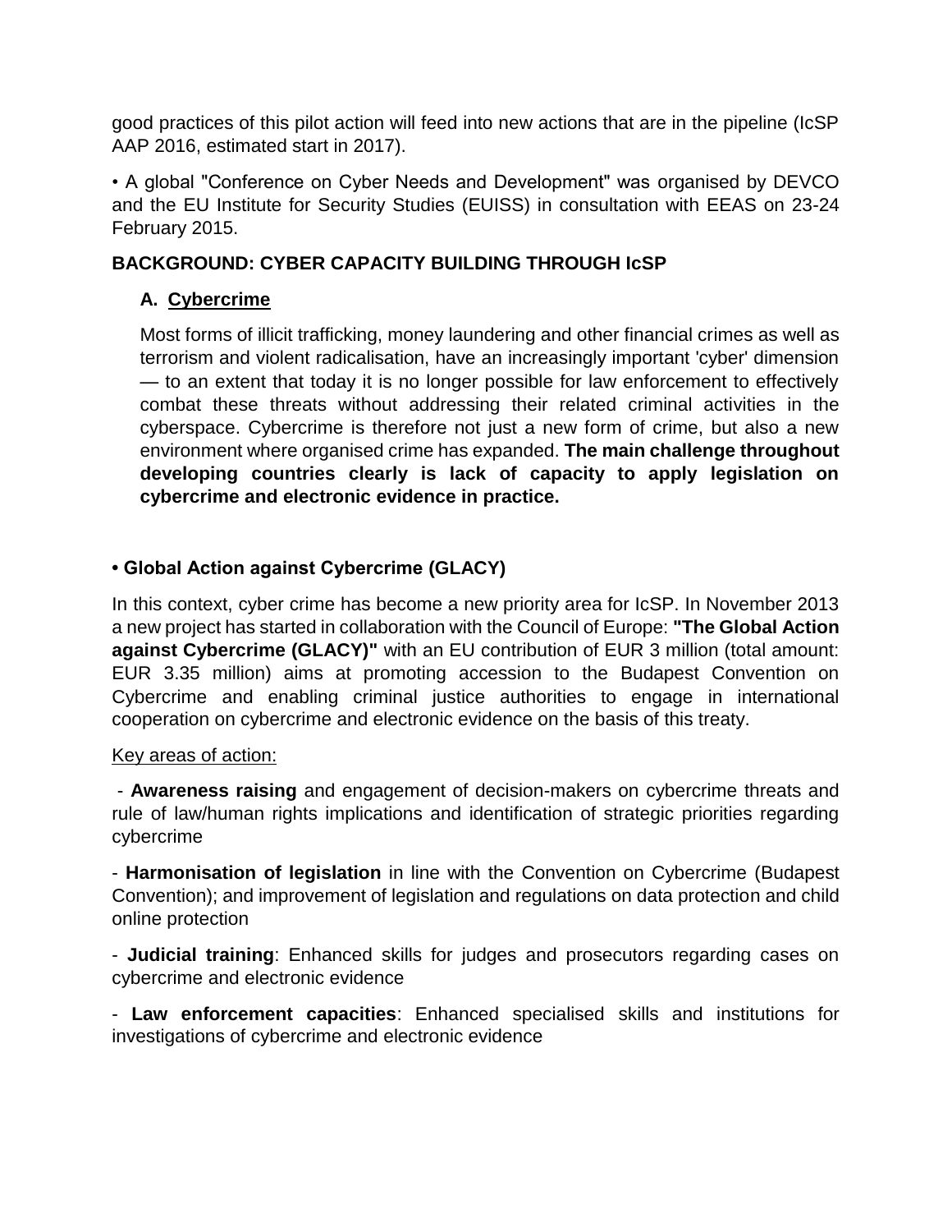good practices of this pilot action will feed into new actions that are in the pipeline (IcSP AAP 2016, estimated start in 2017).

• A global "Conference on Cyber Needs and Development" was organised by DEVCO and the EU Institute for Security Studies (EUISS) in consultation with EEAS on 23-24 February 2015.

## BACKGROUND: CYBER CAPACITY BUILDING THROUGH IcSP

### A. Cybercrime

Most forms of illicit trafficking, money laundering and other financial crimes as well as terrorism and violent radicalisation, have an increasingly important 'cyber' dimension — to an extent that today it is no longer possible for law enforcement to effectively combat these threats without addressing their related criminal activities in the cyberspace. Cybercrime is therefore not just a new form of crime, but also a new environment where organised crime has expanded. **The main challenge throughout developing countries clearly is lack of capacity to apply legislation on cybercrime and electronic evidence in practice.**

### • Global Action against Cybercrime (GLACY)

In this context, cyber crime has become a new priority area for IcSP. In November 2013 a new project has started in collaboration with the Council of Europe: **"The Global Action against Cybercrime (GLACY)"** with an EU contribution of EUR 3 million (total amount: EUR 3.35 million) aims at promoting accession to the Budapest Convention on Cybercrime and enabling criminal justice authorities to engage in international cooperation on cybercrime and electronic evidence on the basis of this treaty.

Key areas of action:

- **Awareness raising** and engagement of decision-makers on cybercrime threats and rule of law/human rights implications and identification of strategic priorities regarding cybercrime
- **Harmonisation of legislation** in line with the Convention on Cybercrime (Budapest Convention); and improvement of legislation and regulations on data protection and child online protection
- **Judicial training**: Enhanced skills for judges and prosecutors regarding cases on cybercrime and electronic evidence
- **Law enforcement capacities**: Enhanced specialised skills and institutions for investigations of cybercrime and electronic evidence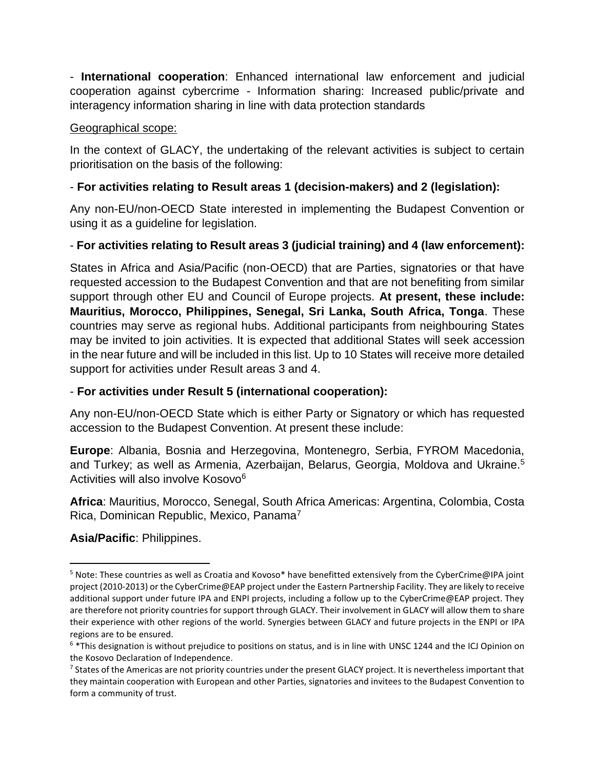- **International cooperation**: Enhanced international law enforcement and judicial cooperation against cybercrime - Information sharing: Increased public/private and interagency information sharing in line with data protection standards

Geographical scope:

In the context of GLACY, the undertaking of the relevant activities is subject to certain prioritisation on the basis of the following:

- **For activities relating to Result areas 1 (decision-makers) and 2 (legislation):**

Any non-EU/non-OECD State interested in implementing the Budapest Convention or using it as a guideline for legislation.

- **For activities relating to Result areas 3 (judicial training) and 4 (law enforcement):**

States in Africa and Asia/Pacific (non-OECD) that are Parties, signatories or that have requested accession to the Budapest Convention and that are not benefiting from similar support through other EU and Council of Europe projects. **At present, these include: Mauritius, Morocco, Philippines, Senegal, Sri Lanka, South Africa, Tonga**. These countries may serve as regional hubs. Additional participants from neighbouring States may be invited to join activities. It is expected that additional States will seek accession in the near future and will be included in this list. Up to 10 States will receive more detailed support for activities under Result areas 3 and 4.

- **For activities under Result 5 (international cooperation):**

Any non-EU/non-OECD State which is either Party or Signatory or which has requested accession to the Budapest Convention. At present these include:

**Europe**: Albania, Bosnia and Herzegovina, Montenegro, Serbia, FYROM Macedonia, and Turkey; as well as Armenia, Azerbaijan, Belarus, Georgia, Moldova and Ukraine.[5] Activities will also involve Kosovo[6]

**Africa**: Mauritius, Morocco, Senegal, South Africa Americas: Argentina, Colombia, Costa Rica, Dominican Republic, Mexico, Panama[7]

**Asia/Pacific**: Philippines.

---

[5] Note: These countries as well as Croatia and Kovoso* have benefitted extensively from the CyberCrime@IPA joint project (2010-2013) or the CyberCrime@EAP project under the Eastern Partnership Facility. They are likely to receive additional support under future IPA and ENPI projects, including a follow up to the CyberCrime@EAP project. They are therefore not priority countries for support through GLACY. Their involvement in GLACY will allow them to share their experience with other regions of the world. Synergies between GLACY and future projects in the ENPI or IPA regions are to be ensured.

[6] *This designation is without prejudice to positions on status, and is in line with UNSC 1244 and the ICJ Opinion on the Kosovo Declaration of Independence.

[7] States of the Americas are not priority countries under the present GLACY project. It is nevertheless important that they maintain cooperation with European and other Parties, signatories and invitees to the Budapest Convention to form a community of trust.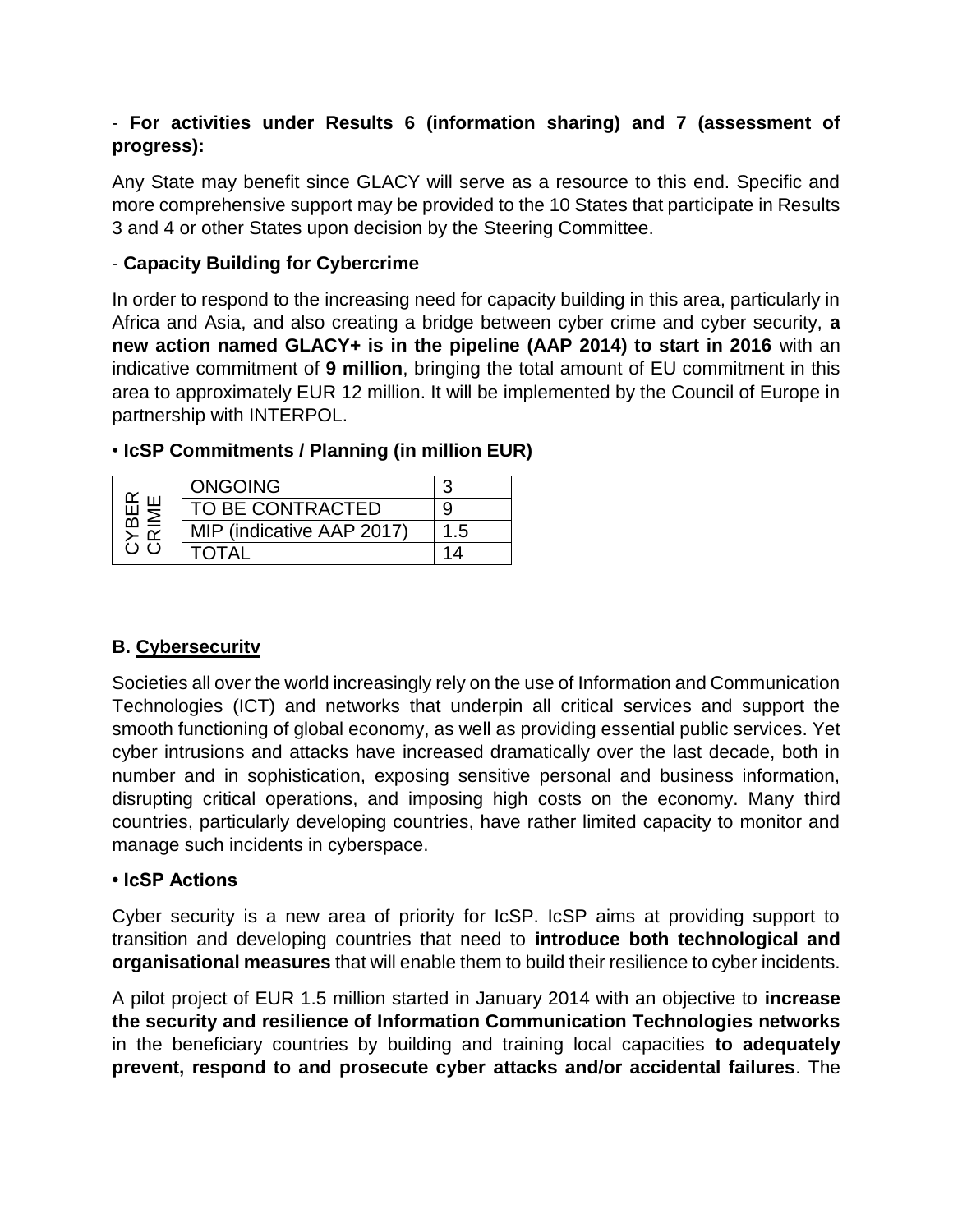- **For activities under Results 6 (information sharing) and 7 (assessment of progress):**

Any State may benefit since GLACY will serve as a resource to this end. Specific and more comprehensive support may be provided to the 10 States that participate in Results 3 and 4 or other States upon decision by the Steering Committee.

- **Capacity Building for Cybercrime**

In order to respond to the increasing need for capacity building in this area, particularly in Africa and Asia, and also creating a bridge between cyber crime and cyber security, **a new action named GLACY+ is in the pipeline (AAP 2014) to start in 2016** with an indicative commitment of **9 million**, bringing the total amount of EU commitment in this area to approximately EUR 12 million. It will be implemented by the Council of Europe in partnership with INTERPOL.

• **IcSP Commitments / Planning (in million EUR)**

| | | |
|---|---|---|
| CYBER CRIME | ONGOING | 3 |
| | TO BE CONTRACTED | 9 |
| | MIP (indicative AAP 2017) | 1.5 |
| | TOTAL | 14 |

**B. Cybersecurity**

Societies all over the world increasingly rely on the use of Information and Communication Technologies (ICT) and networks that underpin all critical services and support the smooth functioning of global economy, as well as providing essential public services. Yet cyber intrusions and attacks have increased dramatically over the last decade, both in number and in sophistication, exposing sensitive personal and business information, disrupting critical operations, and imposing high costs on the economy. Many third countries, particularly developing countries, have rather limited capacity to monitor and manage such incidents in cyberspace.

**• IcSP Actions**

Cyber security is a new area of priority for IcSP. IcSP aims at providing support to transition and developing countries that need to **introduce both technological and organisational measures** that will enable them to build their resilience to cyber incidents.

A pilot project of EUR 1.5 million started in January 2014 with an objective to **increase the security and resilience of Information Communication Technologies networks** in the beneficiary countries by building and training local capacities **to adequately prevent, respond to and prosecute cyber attacks and/or accidental failures**. The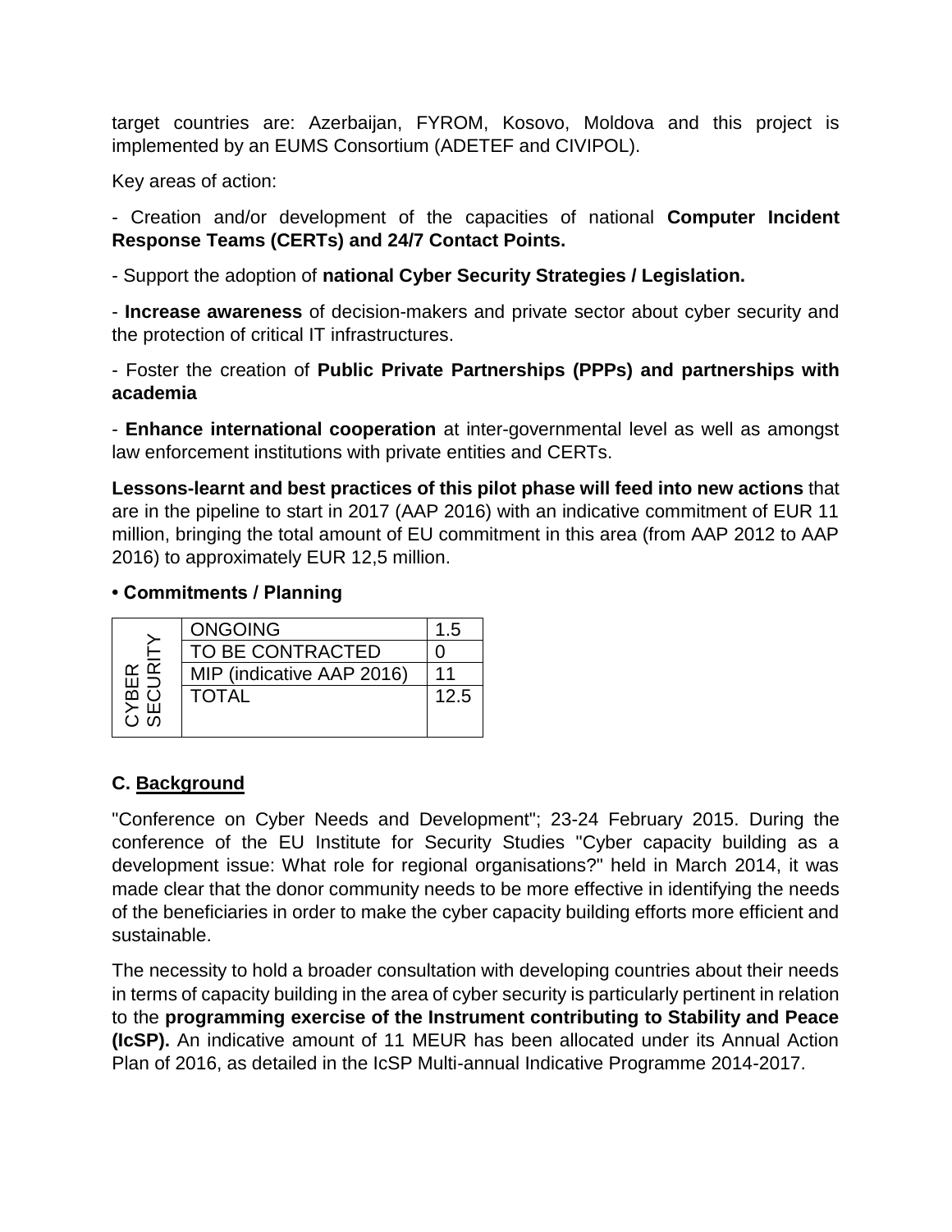target countries are: Azerbaijan, FYROM, Kosovo, Moldova and this project is implemented by an EUMS Consortium (ADETEF and CIVIPOL).

Key areas of action:

- Creation and/or development of the capacities of national **Computer Incident Response Teams (CERTs) and 24/7 Contact Points.**

- Support the adoption of **national Cyber Security Strategies / Legislation.**

- **Increase awareness** of decision-makers and private sector about cyber security and the protection of critical IT infrastructures.

- Foster the creation of **Public Private Partnerships (PPPs) and partnerships with academia**

- **Enhance international cooperation** at inter-governmental level as well as amongst law enforcement institutions with private entities and CERTs.

**Lessons-learnt and best practices of this pilot phase will feed into new actions** that are in the pipeline to start in 2017 (AAP 2016) with an indicative commitment of EUR 11 million, bringing the total amount of EU commitment in this area (from AAP 2012 to AAP 2016) to approximately EUR 12,5 million.

**• Commitments / Planning**

| CYBER SECURITY | | |
|---|---|---|
| | ONGOING | 1.5 |
| | TO BE CONTRACTED | 0 |
| | MIP (indicative AAP 2016) | 11 |
| | TOTAL | 12.5 |

## C. Background

"Conference on Cyber Needs and Development"; 23-24 February 2015. During the conference of the EU Institute for Security Studies "Cyber capacity building as a development issue: What role for regional organisations?" held in March 2014, it was made clear that the donor community needs to be more effective in identifying the needs of the beneficiaries in order to make the cyber capacity building efforts more efficient and sustainable.

The necessity to hold a broader consultation with developing countries about their needs in terms of capacity building in the area of cyber security is particularly pertinent in relation to the **programming exercise of the Instrument contributing to Stability and Peace (IcSP).** An indicative amount of 11 MEUR has been allocated under its Annual Action Plan of 2016, as detailed in the IcSP Multi-annual Indicative Programme 2014-2017.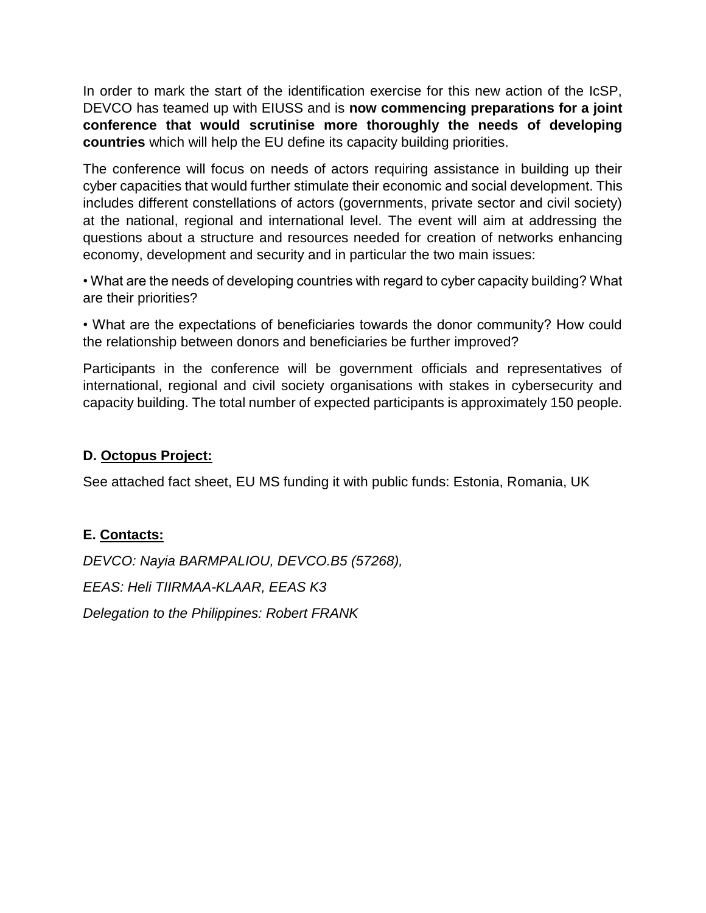In order to mark the start of the identification exercise for this new action of the IcSP, DEVCO has teamed up with EIUSS and is **now commencing preparations for a joint conference that would scrutinise more thoroughly the needs of developing countries** which will help the EU define its capacity building priorities.

The conference will focus on needs of actors requiring assistance in building up their cyber capacities that would further stimulate their economic and social development. This includes different constellations of actors (governments, private sector and civil society) at the national, regional and international level. The event will aim at addressing the questions about a structure and resources needed for creation of networks enhancing economy, development and security and in particular the two main issues:

• What are the needs of developing countries with regard to cyber capacity building? What are their priorities?

• What are the expectations of beneficiaries towards the donor community? How could the relationship between donors and beneficiaries be further improved?

Participants in the conference will be government officials and representatives of international, regional and civil society organisations with stakes in cybersecurity and capacity building. The total number of expected participants is approximately 150 people.

**D. <u>Octopus Project:</u>**

See attached fact sheet, EU MS funding it with public funds: Estonia, Romania, UK

**E. <u>Contacts:</u>**

*DEVCO: Nayia BARMPALIOU, DEVCO.B5 (57268),*

*EEAS: Heli TIIRMAA-KLAAR, EEAS K3*

*Delegation to the Philippines: Robert FRANK*